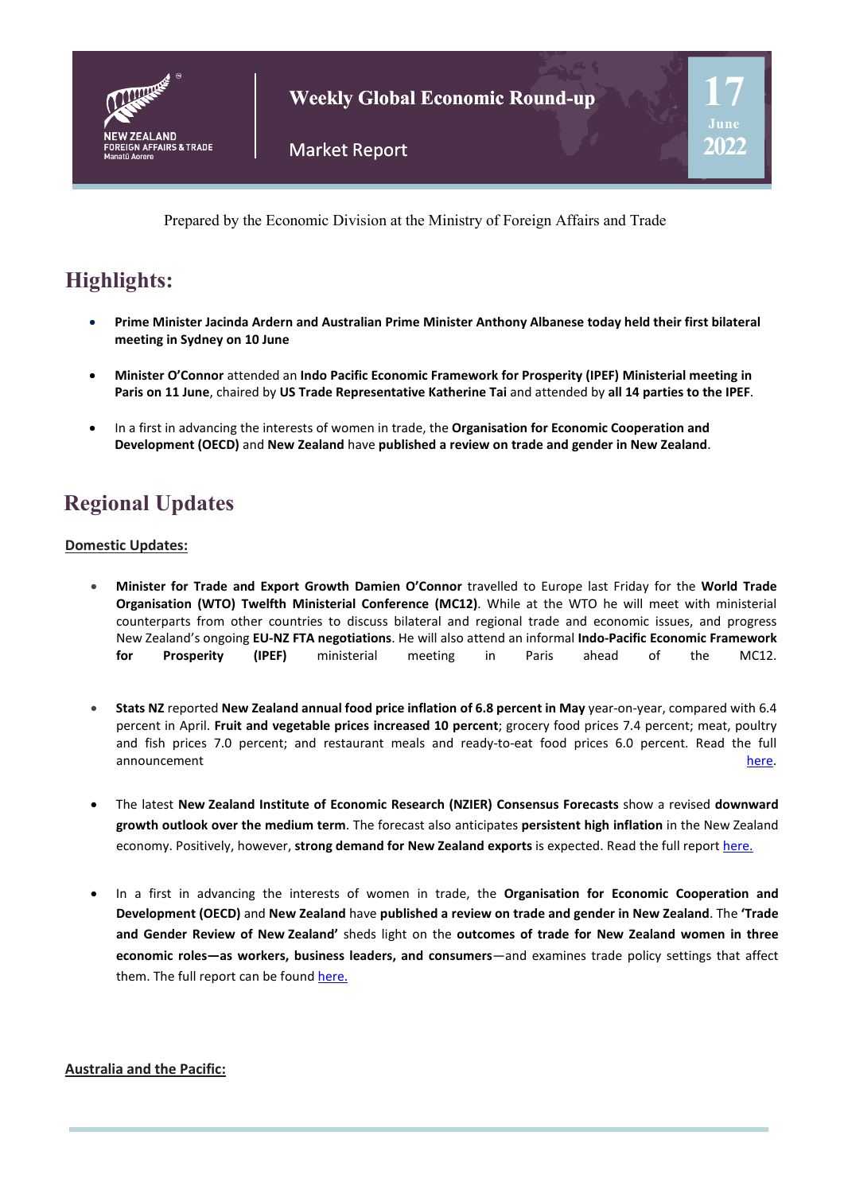# Weekly Global Economic Round-up

Market Report

17 June 2022

Prepared by the Economic Division at the Ministry of Foreign Affairs and Trade

## Highlights:

- **Prime Minister Jacinda Ardern and Australian Prime Minister Anthony Albanese today held their first bilateral meeting in Sydney on 10 June**
- **Minister O'Connor** attended an **Indo Pacific Economic Framework for Prosperity (IPEF) Ministerial meeting in Paris on 11 June**, chaired by **US Trade Representative Katherine Tai** and attended by **all 14 parties to the IPEF**.
- In a first in advancing the interests of women in trade, the **Organisation for Economic Cooperation and Development (OECD)** and **New Zealand** have **published a review on trade and gender in New Zealand**.

## Regional Updates

### Domestic Updates:

- **Minister for Trade and Export Growth Damien O'Connor** travelled to Europe last Friday for the **World Trade Organisation (WTO) Twelfth Ministerial Conference (MC12)**. While at the WTO he will meet with ministerial counterparts from other countries to discuss bilateral and regional trade and economic issues, and progress New Zealand's ongoing **EU-NZ FTA negotiations**. He will also attend an informal **Indo-Pacific Economic Framework for Prosperity (IPEF)** ministerial meeting in Paris ahead of the MC12.
- **Stats NZ** reported **New Zealand annual food price inflation of 6.8 percent in May** year-on-year, compared with 6.4 percent in April. **Fruit and vegetable prices increased 10 percent**; grocery food prices 7.4 percent; meat, poultry and fish prices 7.0 percent; and restaurant meals and ready-to-eat food prices 6.0 percent. Read the full announcement here.
- The latest **New Zealand Institute of Economic Research (NZIER) Consensus Forecasts** show a revised **downward growth outlook over the medium term**. The forecast also anticipates **persistent high inflation** in the New Zealand economy. Positively, however, **strong demand for New Zealand exports** is expected. Read the full report here.
- In a first in advancing the interests of women in trade, the **Organisation for Economic Cooperation and Development (OECD)** and **New Zealand** have **published a review on trade and gender in New Zealand**. The **'Trade and Gender Review of New Zealand'** sheds light on the **outcomes of trade for New Zealand women in three economic roles—as workers, business leaders, and consumers**—and examines trade policy settings that affect them. The full report can be found here.

### Australia and the Pacific: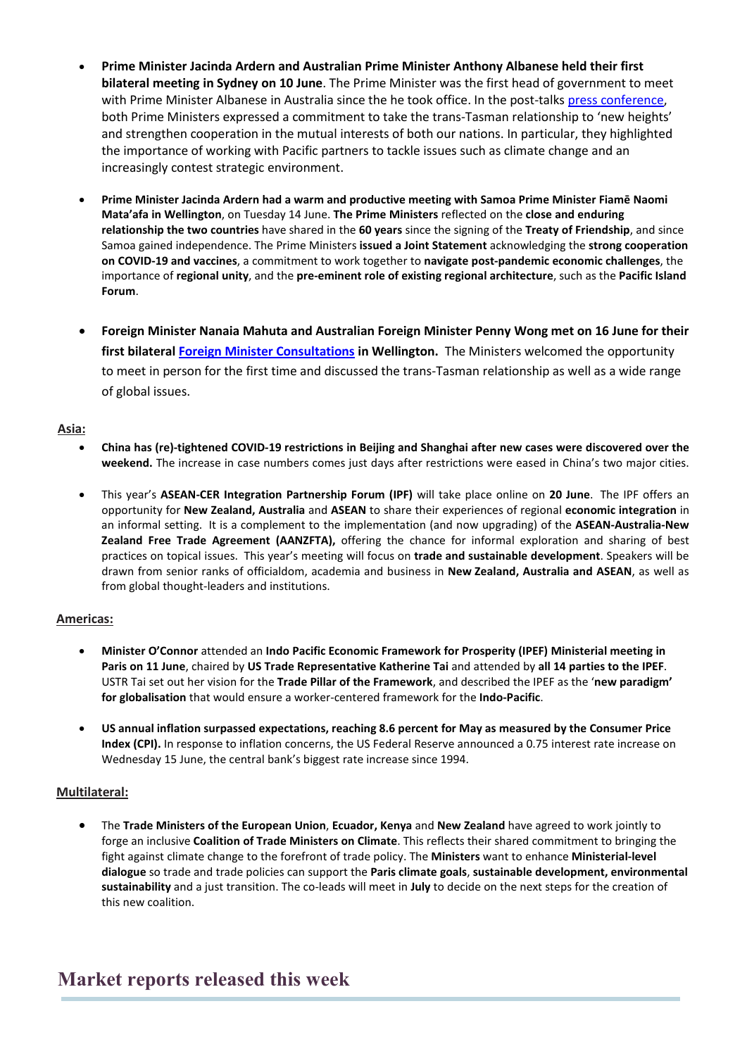- **Prime Minister Jacinda Ardern and Australian Prime Minister Anthony Albanese held their first bilateral meeting in Sydney on 10 June**. The Prime Minister was the first head of government to meet with Prime Minister Albanese in Australia since the he took office. In the post-talks [press conference](), both Prime Ministers expressed a commitment to take the trans-Tasman relationship to 'new heights' and strengthen cooperation in the mutual interests of both our nations. In particular, they highlighted the importance of working with Pacific partners to tackle issues such as climate change and an increasingly contest strategic environment.

- **Prime Minister Jacinda Ardern had a warm and productive meeting with Samoa Prime Minister Fiamē Naomi Mata'afa in Wellington**, on Tuesday 14 June. **The Prime Ministers** reflected on the **close and enduring relationship the two countries** have shared in the **60 years** since the signing of the **Treaty of Friendship**, and since Samoa gained independence. The Prime Ministers **issued a Joint Statement** acknowledging the **strong cooperation on COVID-19 and vaccines**, a commitment to work together to **navigate post-pandemic economic challenges**, the importance of **regional unity**, and the **pre-eminent role of existing regional architecture**, such as the **Pacific Island Forum**.

- **Foreign Minister Nanaia Mahuta and Australian Foreign Minister Penny Wong met on 16 June for their first bilateral [Foreign Minister Consultations]() in Wellington.** The Ministers welcomed the opportunity to meet in person for the first time and discussed the trans-Tasman relationship as well as a wide range of global issues.

**Asia:**

- **China has (re)-tightened COVID-19 restrictions in Beijing and Shanghai after new cases were discovered over the weekend.** The increase in case numbers comes just days after restrictions were eased in China's two major cities.

- This year's **ASEAN-CER Integration Partnership Forum (IPF)** will take place online on **20 June**. The IPF offers an opportunity for **New Zealand, Australia** and **ASEAN** to share their experiences of regional **economic integration** in an informal setting. It is a complement to the implementation (and now upgrading) of the **ASEAN-Australia-New Zealand Free Trade Agreement (AANZFTA),** offering the chance for informal exploration and sharing of best practices on topical issues. This year's meeting will focus on **trade and sustainable development**. Speakers will be drawn from senior ranks of officialdom, academia and business in **New Zealand, Australia and ASEAN**, as well as from global thought-leaders and institutions.

**Americas:**

- **Minister O'Connor** attended an **Indo Pacific Economic Framework for Prosperity (IPEF) Ministerial meeting in Paris on 11 June**, chaired by **US Trade Representative Katherine Tai** and attended by **all 14 parties to the IPEF**. USTR Tai set out her vision for the **Trade Pillar of the Framework**, and described the IPEF as the '**new paradigm' for globalisation** that would ensure a worker-centered framework for the **Indo-Pacific**.

- **US annual inflation surpassed expectations, reaching 8.6 percent for May as measured by the Consumer Price Index (CPI).** In response to inflation concerns, the US Federal Reserve announced a 0.75 interest rate increase on Wednesday 15 June, the central bank's biggest rate increase since 1994.

**Multilateral:**

- The **Trade Ministers of the European Union**, **Ecuador, Kenya** and **New Zealand** have agreed to work jointly to forge an inclusive **Coalition of Trade Ministers on Climate**. This reflects their shared commitment to bringing the fight against climate change to the forefront of trade policy. The **Ministers** want to enhance **Ministerial-level dialogue** so trade and trade policies can support the **Paris climate goals**, **sustainable development, environmental sustainability** and a just transition. The co-leads will meet in **July** to decide on the next steps for the creation of this new coalition.

# Market reports released this week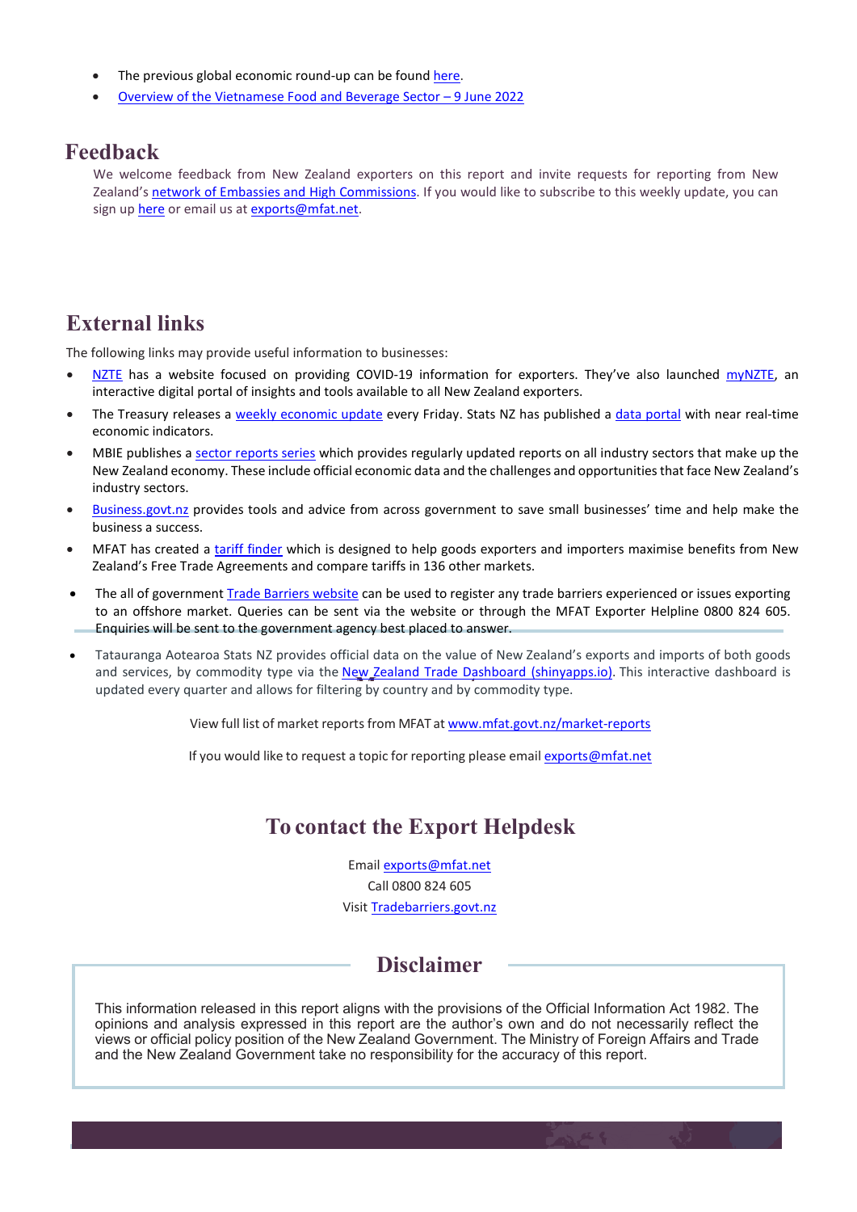- The previous global economic round-up can be found here.
- Overview of the Vietnamese Food and Beverage Sector – 9 June 2022

# Feedback

We welcome feedback from New Zealand exporters on this report and invite requests for reporting from New Zealand's network of Embassies and High Commissions. If you would like to subscribe to this weekly update, you can sign up here or email us at exports@mfat.net.

# External links

The following links may provide useful information to businesses:

- NZTE has a website focused on providing COVID-19 information for exporters. They've also launched myNZTE, an interactive digital portal of insights and tools available to all New Zealand exporters.
- The Treasury releases a weekly economic update every Friday. Stats NZ has published a data portal with near real-time economic indicators.
- MBIE publishes a sector reports series which provides regularly updated reports on all industry sectors that make up the New Zealand economy. These include official economic data and the challenges and opportunities that face New Zealand's industry sectors.
- Business.govt.nz provides tools and advice from across government to save small businesses' time and help make the business a success.
- MFAT has created a tariff finder which is designed to help goods exporters and importers maximise benefits from New Zealand's Free Trade Agreements and compare tariffs in 136 other markets.
- The all of government Trade Barriers website can be used to register any trade barriers experienced or issues exporting to an offshore market. Queries can be sent via the website or through the MFAT Exporter Helpline 0800 824 605. Enquiries will be sent to the government agency best placed to answer.
- Tatauranga Aotearoa Stats NZ provides official data on the value of New Zealand's exports and imports of both goods and services, by commodity type via the New Zealand Trade Dashboard (shinyapps.io). This interactive dashboard is updated every quarter and allows for filtering by country and by commodity type.

View full list of market reports from MFAT at www.mfat.govt.nz/market-reports

If you would like to request a topic for reporting please email exports@mfat.net

## To contact the Export Helpdesk

Email exports@mfat.net

Call 0800 824 605

Visit Tradebarriers.govt.nz

## Disclaimer

This information released in this report aligns with the provisions of the Official Information Act 1982. The opinions and analysis expressed in this report are the author's own and do not necessarily reflect the views or official policy position of the New Zealand Government. The Ministry of Foreign Affairs and Trade and the New Zealand Government take no responsibility for the accuracy of this report.